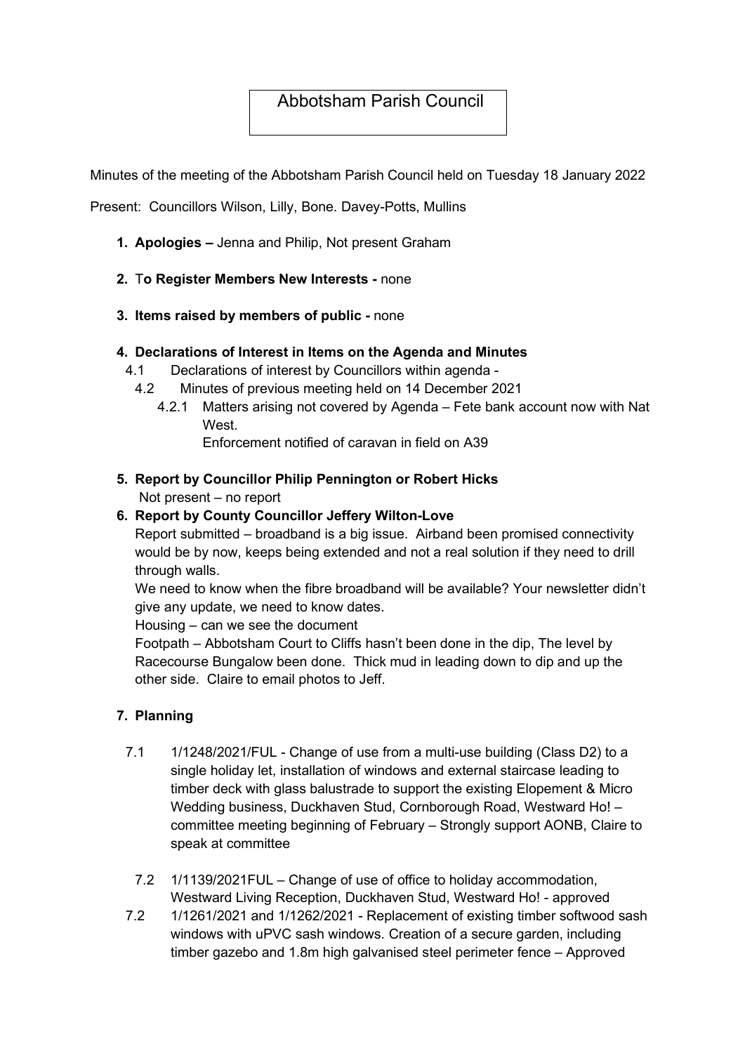# Abbotsham Parish Council

Minutes of the meeting of the Abbotsham Parish Council held on Tuesday 18 January 2022

Present: Councillors Wilson, Lilly, Bone. Davey-Potts, Mullins

1. **Apologies –** Jenna and Philip, Not present Graham

2. T**o Register Members New Interests -** none

3. **Items raised by members of public -** none

4. **Declarations of Interest in Items on the Agenda and Minutes**
   - 4.1 Declarations of interest by Councillors within agenda -
     - 4.2 Minutes of previous meeting held on 14 December 2021
       - 4.2.1 Matters arising not covered by Agenda – Fete bank account now with Nat West.
         Enforcement notified of caravan in field on A39

5. **Report by Councillor Philip Pennington or Robert Hicks**
   Not present – no report

6. **Report by County Councillor Jeffery Wilton-Love**
   Report submitted – broadband is a big issue. Airband been promised connectivity would be by now, keeps being extended and not a real solution if they need to drill through walls.
   We need to know when the fibre broadband will be available? Your newsletter didn't give any update, we need to know dates.
   Housing – can we see the document
   Footpath – Abbotsham Court to Cliffs hasn't been done in the dip, The level by Racecourse Bungalow been done. Thick mud in leading down to dip and up the other side. Claire to email photos to Jeff.

7. **Planning**

   - 7.1 1/1248/2021/FUL - Change of use from a multi-use building (Class D2) to a single holiday let, installation of windows and external staircase leading to timber deck with glass balustrade to support the existing Elopement & Micro Wedding business, Duckhaven Stud, Cornborough Road, Westward Ho! – committee meeting beginning of February – Strongly support AONB, Claire to speak at committee

     - 7.2 1/1139/2021FUL – Change of use of office to holiday accommodation, Westward Living Reception, Duckhaven Stud, Westward Ho! - approved

   - 7.2 1/1261/2021 and 1/1262/2021 - Replacement of existing timber softwood sash windows with uPVC sash windows. Creation of a secure garden, including timber gazebo and 1.8m high galvanised steel perimeter fence – Approved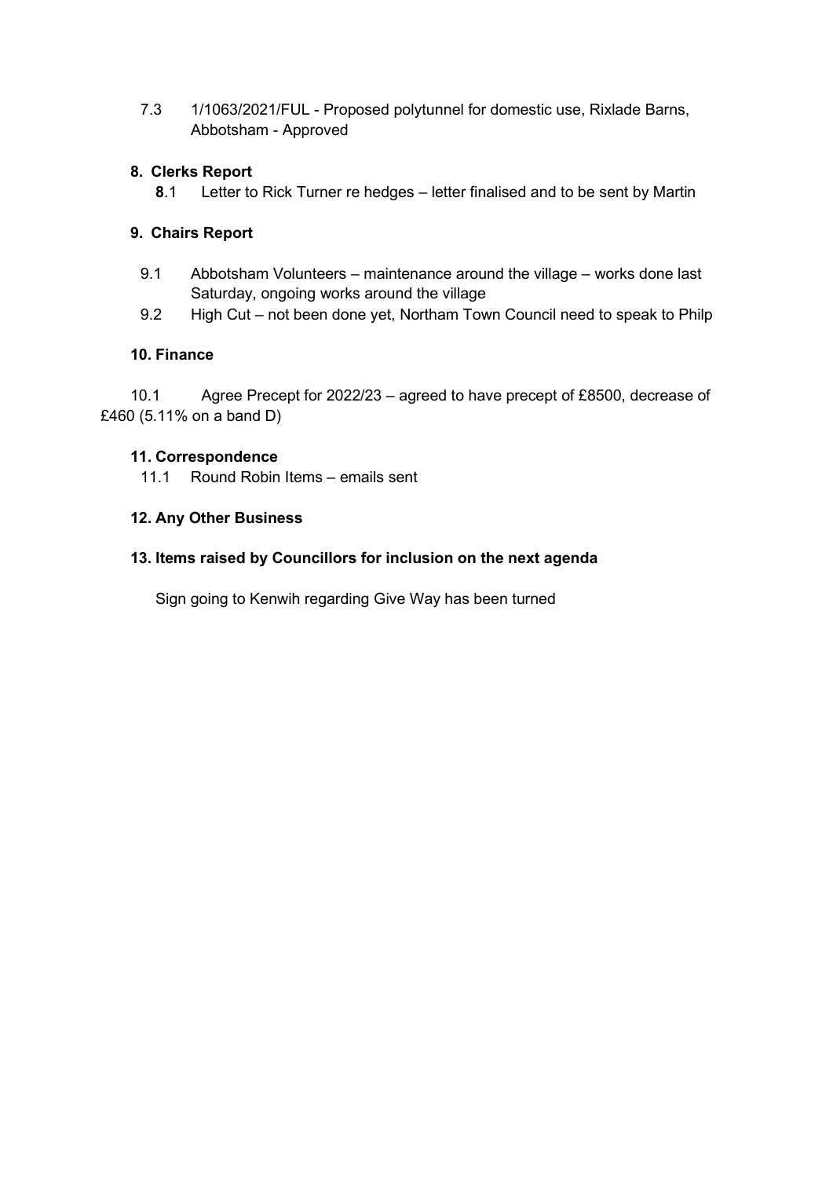7.3 1/1063/2021/FUL - Proposed polytunnel for domestic use, Rixlade Barns, Abbotsham - Approved

**8. Clerks Report**

**8**.1 Letter to Rick Turner re hedges – letter finalised and to be sent by Martin

**9. Chairs Report**

9.1 Abbotsham Volunteers – maintenance around the village – works done last Saturday, ongoing works around the village

9.2 High Cut – not been done yet, Northam Town Council need to speak to Philp

**10. Finance**

10.1 Agree Precept for 2022/23 – agreed to have precept of £8500, decrease of £460 (5.11% on a band D)

**11. Correspondence**

11.1 Round Robin Items – emails sent

**12. Any Other Business**

**13. Items raised by Councillors for inclusion on the next agenda**

Sign going to Kenwih regarding Give Way has been turned